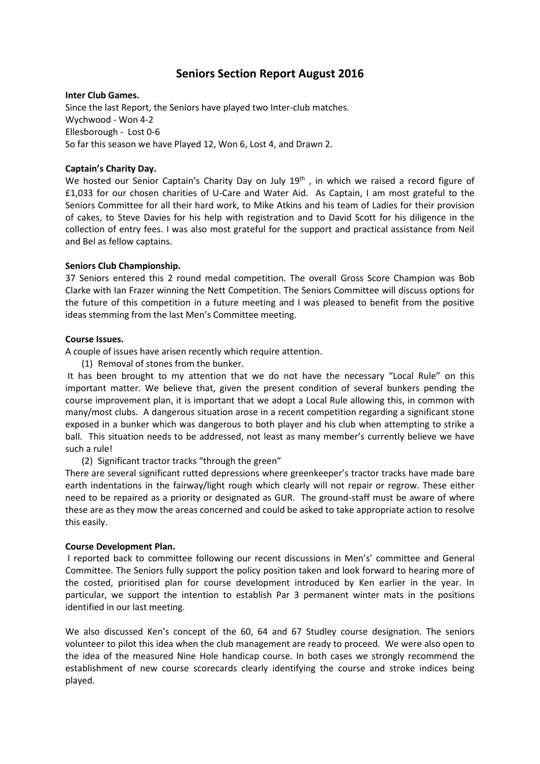# Seniors Section Report August 2016

**Inter Club Games.**

Since the last Report, the Seniors have played two Inter-club matches.
Wychwood - Won 4-2
Ellesborough - Lost 0-6
So far this season we have Played 12, Won 6, Lost 4, and Drawn 2.

**Captain's Charity Day.**

We hosted our Senior Captain's Charity Day on July 19th , in which we raised a record figure of £1,033 for our chosen charities of U-Care and Water Aid. As Captain, I am most grateful to the Seniors Committee for all their hard work, to Mike Atkins and his team of Ladies for their provision of cakes, to Steve Davies for his help with registration and to David Scott for his diligence in the collection of entry fees. I was also most grateful for the support and practical assistance from Neil and Bel as fellow captains.

**Seniors Club Championship.**

37 Seniors entered this 2 round medal competition. The overall Gross Score Champion was Bob Clarke with Ian Frazer winning the Nett Competition. The Seniors Committee will discuss options for the future of this competition in a future meeting and I was pleased to benefit from the positive ideas stemming from the last Men's Committee meeting.

**Course Issues.**

A couple of issues have arisen recently which require attention.

(1) Removal of stones from the bunker.

It has been brought to my attention that we do not have the necessary "Local Rule" on this important matter. We believe that, given the present condition of several bunkers pending the course improvement plan, it is important that we adopt a Local Rule allowing this, in common with many/most clubs. A dangerous situation arose in a recent competition regarding a significant stone exposed in a bunker which was dangerous to both player and his club when attempting to strike a ball. This situation needs to be addressed, not least as many member's currently believe we have such a rule!

(2) Significant tractor tracks "through the green"

There are several significant rutted depressions where greenkeeper's tractor tracks have made bare earth indentations in the fairway/light rough which clearly will not repair or regrow. These either need to be repaired as a priority or designated as GUR. The ground-staff must be aware of where these are as they mow the areas concerned and could be asked to take appropriate action to resolve this easily.

**Course Development Plan.**

I reported back to committee following our recent discussions in Men's' committee and General Committee. The Seniors fully support the policy position taken and look forward to hearing more of the costed, prioritised plan for course development introduced by Ken earlier in the year. In particular, we support the intention to establish Par 3 permanent winter mats in the positions identified in our last meeting.

We also discussed Ken's concept of the 60, 64 and 67 Studley course designation. The seniors volunteer to pilot this idea when the club management are ready to proceed. We were also open to the idea of the measured Nine Hole handicap course. In both cases we strongly recommend the establishment of new course scorecards clearly identifying the course and stroke indices being played.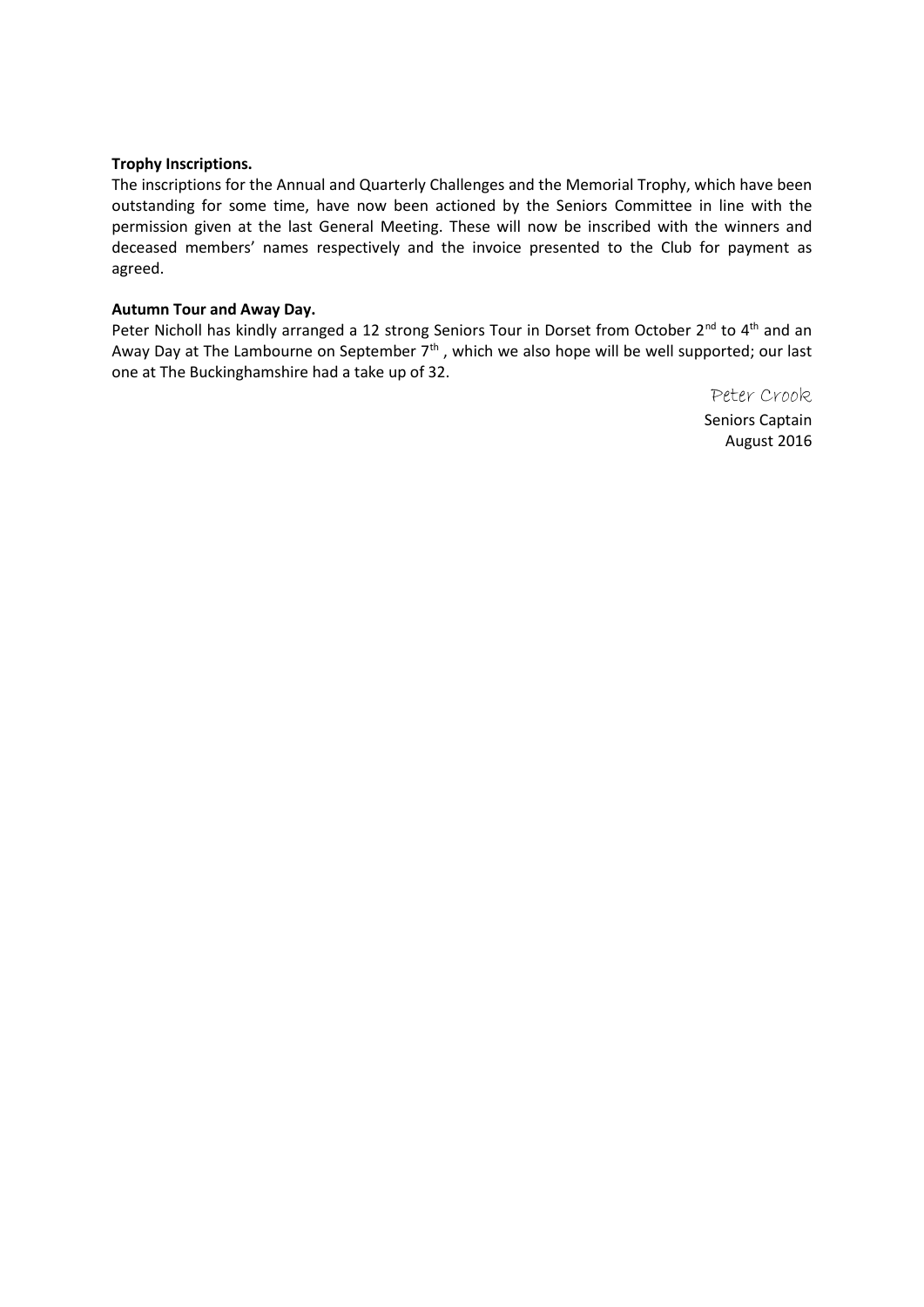**Trophy Inscriptions.**

The inscriptions for the Annual and Quarterly Challenges and the Memorial Trophy, which have been outstanding for some time, have now been actioned by the Seniors Committee in line with the permission given at the last General Meeting. These will now be inscribed with the winners and deceased members' names respectively and the invoice presented to the Club for payment as agreed.

**Autumn Tour and Away Day.**

Peter Nicholl has kindly arranged a 12 strong Seniors Tour in Dorset from October 2nd to 4th and an Away Day at The Lambourne on September 7th , which we also hope will be well supported; our last one at The Buckinghamshire had a take up of 32.

Peter Crook

Seniors Captain

August 2016